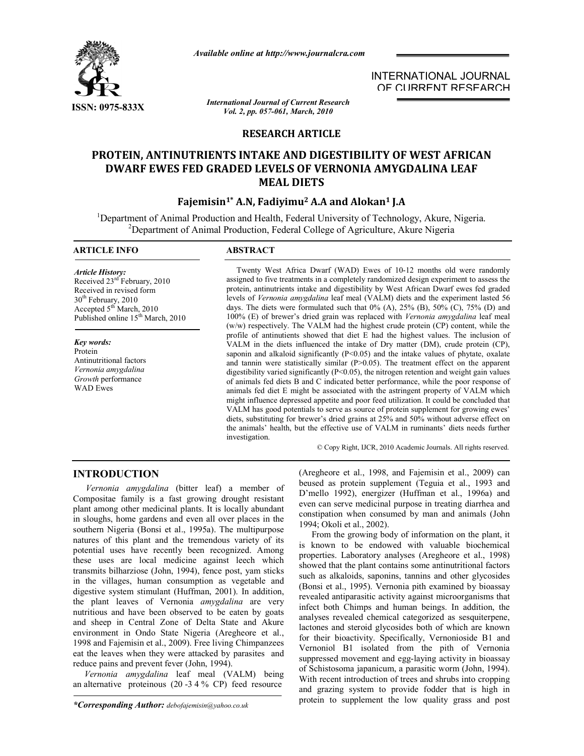*Available online at http://www.journalcra.com*

INTERNATIONAL JOURNAL OF CURRENT RESEARCH

ISSN: 0975-833X

*International Journal of Current Research*
*Vol. 2, pp. 057-061, March, 2010*

**RESEARCH ARTICLE**

# PROTEIN, ANTINUTRIENTS INTAKE AND DIGESTIBILITY OF WEST AFRICAN DWARF EWES FED GRADED LEVELS OF VERNONIA AMYGDALINA LEAF MEAL DIETS

**Fajemisin[1*] A.N, Fadiyimu[2] A.A and Alokan[1] J.A**

[1]Department of Animal Production and Health, Federal University of Technology, Akure, Nigeria.
[2]Department of Animal Production, Federal College of Agriculture, Akure Nigeria

## ARTICLE INFO

*Article History:*
Received 23rd February, 2010
Received in revised form 30th February, 2010
Accepted 5th March, 2010
Published online 15th March, 2010

*Key words:*
Protein
Antinutritional factors
*Vernonia amygdalina*
*Growth* performance
WAD Ewes

## ABSTRACT

Twenty West Africa Dwarf (WAD) Ewes of 10-12 months old were randomly assigned to five treatments in a completely randomized design experiment to assess the protein, antinutrients intake and digestibility by West African Dwarf ewes fed graded levels of *Vernonia amygdalina* leaf meal (VALM) diets and the experiment lasted 56 days. The diets were formulated such that 0% (A), 25% (B), 50% (C), 75% (D) and 100% (E) of brewer's dried grain was replaced with *Vernonia amygdalina* leaf meal (w/w) respectively. The VALM had the highest crude protein (CP) content, while the profile of antinutients showed that diet E had the highest values. The inclusion of VALM in the diets influenced the intake of Dry matter (DM), crude protein (CP), saponin and alkaloid significantly (P<0.05) and the intake values of phytate, oxalate and tannin were statistically similar (P>0.05). The treatment effect on the apparent digestibility varied significantly (P<0.05), the nitrogen retention and weight gain values of animals fed diets B and C indicated better performance, while the poor response of animals fed diet E might be associated with the astringent property of VALM which might influence depressed appetite and poor feed utilization. It could be concluded that VALM has good potentials to serve as source of protein supplement for growing ewes' diets, substituting for brewer's dried grains at 25% and 50% without adverse effect on the animals' health, but the effective use of VALM in ruminants' diets needs further investigation.

© Copy Right, IJCR, 2010 Academic Journals. All rights reserved.

## INTRODUCTION

*Vernonia amygdalina* (bitter leaf) a member of Compositae family is a fast growing drought resistant plant among other medicinal plants. It is locally abundant in sloughs, home gardens and even all over places in the southern Nigeria (Bonsi et al., 1995a). The multipurpose natures of this plant and the tremendous variety of its potential uses have recently been recognized. Among these uses are local medicine against leech which transmits bilharziose (John, 1994), fence post, yam sticks in the villages, human consumption as vegetable and digestive system stimulant (Huffman, 2001). In addition, the plant leaves of Vernonia *amygdalina* are very nutritious and have been observed to be eaten by goats and sheep in Central Zone of Delta State and Akure environment in Ondo State Nigeria (Aregheore et al., 1998 and Fajemisin et al., 2009). Free living Chimpanzees eat the leaves when they were attacked by parasites and reduce pains and prevent fever (John, 1994).

*Vernonia amygdalina* leaf meal (VALM) being an alternative proteinous (20 -3 4 % CP) feed resource (Aregheore et al., 1998, and Fajemisin et al., 2009) can beused as protein supplement (Teguia et al., 1993 and D'mello 1992), energizer (Huffman et al., 1996a) and even can serve medicinal purpose in treating diarrhea and constipation when consumed by man and animals (John 1994; Okoli et al., 2002).

From the growing body of information on the plant, it is known to be endowed with valuable biochemical properties. Laboratory analyses (Aregheore et al., 1998) showed that the plant contains some antinutritional factors such as alkaloids, saponins, tannins and other glycosides (Bonsi et al., 1995). Vernonia pith examined by bioassay revealed antiparasitic activity against microorganisms that infect both Chimps and human beings. In addition, the analyses revealed chemical categorized as sesquiterpene, lactones and steroid glycosides both of which are known for their bioactivity. Specifically, Vernonioside B1 and Vernoniol B1 isolated from the pith of Vernonia suppressed movement and egg-laying activity in bioassay of Schistosoma japanicum, a parasitic worm (John, 1994). With recent introduction of trees and shrubs into cropping and grazing system to provide fodder that is high in protein to supplement the low quality grass and post

**\*Corresponding Author:** *debofajemisin@yahoo.co.uk*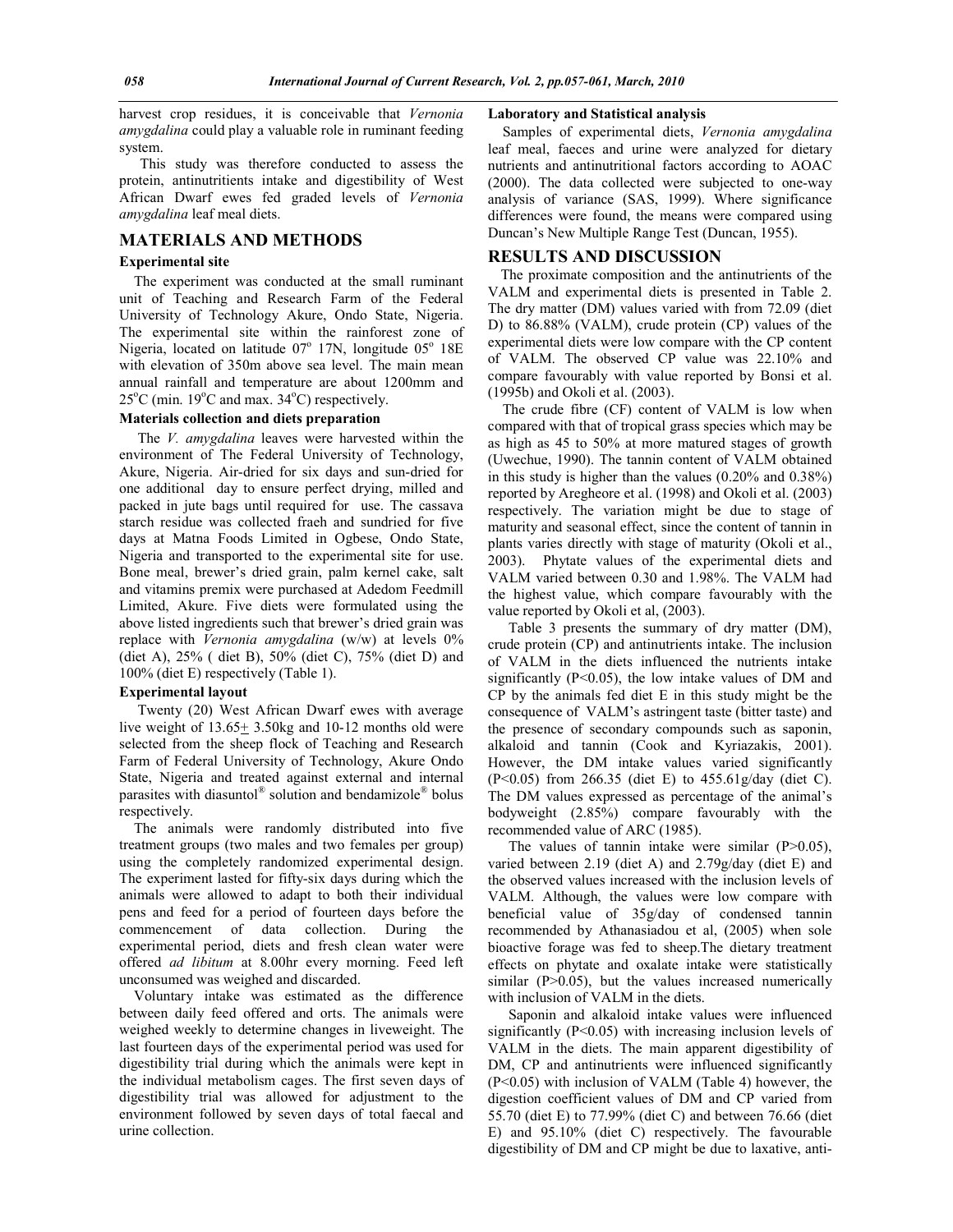harvest crop residues, it is conceivable that *Vernonia amygdalina* could play a valuable role in ruminant feeding system.

This study was therefore conducted to assess the protein, antinutritients intake and digestibility of West African Dwarf ewes fed graded levels of *Vernonia amygdalina* leaf meal diets.

## MATERIALS AND METHODS

### Experimental site

The experiment was conducted at the small ruminant unit of Teaching and Research Farm of the Federal University of Technology Akure, Ondo State, Nigeria. The experimental site within the rainforest zone of Nigeria, located on latitude 07° 17N, longitude 05° 18E with elevation of 350m above sea level. The main mean annual rainfall and temperature are about 1200mm and 25°C (min. 19°C and max. 34°C) respectively.

### Materials collection and diets preparation

The *V. amygdalina* leaves were harvested within the environment of The Federal University of Technology, Akure, Nigeria. Air-dried for six days and sun-dried for one additional day to ensure perfect drying, milled and packed in jute bags until required for use. The cassava starch residue was collected fraeh and sundried for five days at Matna Foods Limited in Ogbese, Ondo State, Nigeria and transported to the experimental site for use. Bone meal, brewer's dried grain, palm kernel cake, salt and vitamins premix were purchased at Adedom Feedmill Limited, Akure. Five diets were formulated using the above listed ingredients such that brewer's dried grain was replace with *Vernonia amygdalina* (w/w) at levels 0% (diet A), 25% ( diet B), 50% (diet C), 75% (diet D) and 100% (diet E) respectively (Table 1).

### Experimental layout

Twenty (20) West African Dwarf ewes with average live weight of 13.65± 3.50kg and 10-12 months old were selected from the sheep flock of Teaching and Research Farm of Federal University of Technology, Akure Ondo State, Nigeria and treated against external and internal parasites with diasuntol® solution and bendamizole® bolus respectively.

The animals were randomly distributed into five treatment groups (two males and two females per group) using the completely randomized experimental design. The experiment lasted for fifty-six days during which the animals were allowed to adapt to both their individual pens and feed for a period of fourteen days before the commencement of data collection. During the experimental period, diets and fresh clean water were offered *ad libitum* at 8.00hr every morning. Feed left unconsumed was weighed and discarded.

Voluntary intake was estimated as the difference between daily feed offered and orts. The animals were weighed weekly to determine changes in liveweight. The last fourteen days of the experimental period was used for digestibility trial during which the animals were kept in the individual metabolism cages. The first seven days of digestibility trial was allowed for adjustment to the environment followed by seven days of total faecal and urine collection.

### Laboratory and Statistical analysis

Samples of experimental diets, *Vernonia amygdalina* leaf meal, faeces and urine were analyzed for dietary nutrients and antinutritional factors according to AOAC (2000). The data collected were subjected to one-way analysis of variance (SAS, 1999). Where significance differences were found, the means were compared using Duncan's New Multiple Range Test (Duncan, 1955).

## RESULTS AND DISCUSSION

The proximate composition and the antinutrients of the VALM and experimental diets is presented in Table 2. The dry matter (DM) values varied with from 72.09 (diet D) to 86.88% (VALM), crude protein (CP) values of the experimental diets were low compare with the CP content of VALM. The observed CP value was 22.10% and compare favourably with value reported by Bonsi et al. (1995b) and Okoli et al. (2003).

The crude fibre (CF) content of VALM is low when compared with that of tropical grass species which may be as high as 45 to 50% at more matured stages of growth (Uwechue, 1990). The tannin content of VALM obtained in this study is higher than the values (0.20% and 0.38%) reported by Aregheore et al. (1998) and Okoli et al. (2003) respectively. The variation might be due to stage of maturity and seasonal effect, since the content of tannin in plants varies directly with stage of maturity (Okoli et al., 2003). Phytate values of the experimental diets and VALM varied between 0.30 and 1.98%. The VALM had the highest value, which compare favourably with the value reported by Okoli et al, (2003).

Table 3 presents the summary of dry matter (DM), crude protein (CP) and antinutrients intake. The inclusion of VALM in the diets influenced the nutrients intake significantly ($P<0.05$), the low intake values of DM and CP by the animals fed diet E in this study might be the consequence of VALM's astringent taste (bitter taste) and the presence of secondary compounds such as saponin, alkaloid and tannin (Cook and Kyriazakis, 2001). However, the DM intake values varied significantly ($P<0.05$) from 266.35 (diet E) to 455.61g/day (diet C). The DM values expressed as percentage of the animal's bodyweight (2.85%) compare favourably with the recommended value of ARC (1985).

The values of tannin intake were similar ($P>0.05$), varied between 2.19 (diet A) and 2.79g/day (diet E) and the observed values increased with the inclusion levels of VALM. Although, the values were low compare with beneficial value of 35g/day of condensed tannin recommended by Athanasiadou et al, (2005) when sole bioactive forage was fed to sheep.The dietary treatment effects on phytate and oxalate intake were statistically similar ($P>0.05$), but the values increased numerically with inclusion of VALM in the diets.

Saponin and alkaloid intake values were influenced significantly ($P<0.05$) with increasing inclusion levels of VALM in the diets. The main apparent digestibility of DM, CP and antinutrients were influenced significantly ($P<0.05$) with inclusion of VALM (Table 4) however, the digestion coefficient values of DM and CP varied from 55.70 (diet E) to 77.99% (diet C) and between 76.66 (diet E) and 95.10% (diet C) respectively. The favourable digestibility of DM and CP might be due to laxative, anti-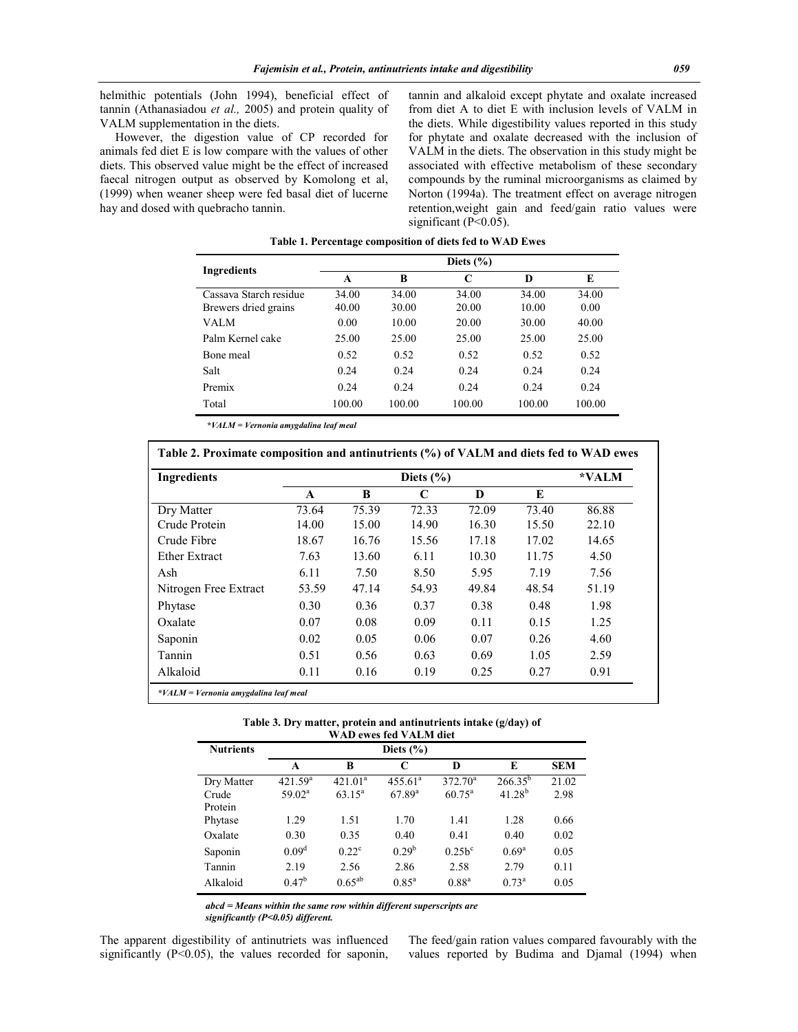helmithic potentials (John 1994), beneficial effect of tannin (Athanasiadou *et al.,* 2005) and protein quality of VALM supplementation in the diets.

However, the digestion value of CP recorded for animals fed diet E is low compare with the values of other diets. This observed value might be the effect of increased faecal nitrogen output as observed by Komolong et al, (1999) when weaner sheep were fed basal diet of lucerne hay and dosed with quebracho tannin.

tannin and alkaloid except phytate and oxalate increased from diet A to diet E with inclusion levels of VALM in the diets. While digestibility values reported in this study for phytate and oxalate decreased with the inclusion of VALM in the diets. The observation in this study might be associated with effective metabolism of these secondary compounds by the ruminal microorganisms as claimed by Norton (1994a). The treatment effect on average nitrogen retention,weight gain and feed/gain ratio values were significant (P<0.05).

**Table 1. Percentage composition of diets fed to WAD Ewes**

| Ingredients | Diets (%) | | | | |
|---|---|---|---|---|---|
| | A | B | C | D | E |
| Cassava Starch residue | 34.00 | 34.00 | 34.00 | 34.00 | 34.00 |
| Brewers dried grains | 40.00 | 30.00 | 20.00 | 10.00 | 0.00 |
| VALM | 0.00 | 10.00 | 20.00 | 30.00 | 40.00 |
| Palm Kernel cake | 25.00 | 25.00 | 25.00 | 25.00 | 25.00 |
| Bone meal | 0.52 | 0.52 | 0.52 | 0.52 | 0.52 |
| Salt | 0.24 | 0.24 | 0.24 | 0.24 | 0.24 |
| Premix | 0.24 | 0.24 | 0.24 | 0.24 | 0.24 |
| Total | 100.00 | 100.00 | 100.00 | 100.00 | 100.00 |

***VALM = Vernonia amygdalina leaf meal***

**Table 2. Proximate composition and antinutrients (%) of VALM and diets fed to WAD ewes**

| Ingredients | Diets (%) | | | | | *VALM |
|---|---|---|---|---|---|---|
| | A | B | C | D | E | |
| Dry Matter | 73.64 | 75.39 | 72.33 | 72.09 | 73.40 | 86.88 |
| Crude Protein | 14.00 | 15.00 | 14.90 | 16.30 | 15.50 | 22.10 |
| Crude Fibre | 18.67 | 16.76 | 15.56 | 17.18 | 17.02 | 14.65 |
| Ether Extract | 7.63 | 13.60 | 6.11 | 10.30 | 11.75 | 4.50 |
| Ash | 6.11 | 7.50 | 8.50 | 5.95 | 7.19 | 7.56 |
| Nitrogen Free Extract | 53.59 | 47.14 | 54.93 | 49.84 | 48.54 | 51.19 |
| Phytase | 0.30 | 0.36 | 0.37 | 0.38 | 0.48 | 1.98 |
| Oxalate | 0.07 | 0.08 | 0.09 | 0.11 | 0.15 | 1.25 |
| Saponin | 0.02 | 0.05 | 0.06 | 0.07 | 0.26 | 4.60 |
| Tannin | 0.51 | 0.56 | 0.63 | 0.69 | 1.05 | 2.59 |
| Alkaloid | 0.11 | 0.16 | 0.19 | 0.25 | 0.27 | 0.91 |

***VALM = Vernonia amygdalina leaf meal***

**Table 3. Dry matter, protein and antinutrients intake (g/day) of WAD ewes fed VALM diet**

| Nutrients | Diets (%) | | | | | |
|---|---|---|---|---|---|---|
| | A | B | C | D | E | SEM |
| Dry Matter | 421.59[a] | 421.01[a] | 455.61[a] | 372.70[a] | 266.35[b] | 21.02 |
| Crude Protein | 59.02[a] | 63.15[a] | 67.89[a] | 60.75[a] | 41.28[b] | 2.98 |
| Phytase | 1.29 | 1.51 | 1.70 | 1.41 | 1.28 | 0.66 |
| Oxalate | 0.30 | 0.35 | 0.40 | 0.41 | 0.40 | 0.02 |
| Saponin | 0.09[d] | 0.22[c] | 0.29[b] | 0.25b[c] | 0.69[a] | 0.05 |
| Tannin | 2.19 | 2.56 | 2.86 | 2.58 | 2.79 | 0.11 |
| Alkaloid | 0.47[b] | 0.65[ab] | 0.85[a] | 0.88[a] | 0.73[a] | 0.05 |

***abcd = Means within the same row within different superscripts are significantly (P<0.05) different.***

The apparent digestibility of antinutriets was influenced significantly (P<0.05), the values recorded for saponin,

The feed/gain ration values compared favourably with the values reported by Budima and Djamal (1994) when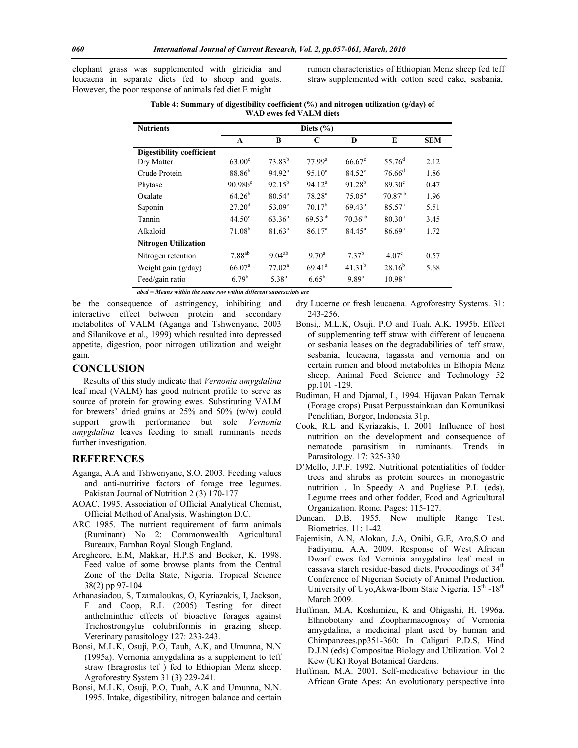elephant grass was supplemented with glricidia and leucaena in separate diets fed to sheep and goats. However, the poor response of animals fed diet E might be the consequence of astringency, inhibiting and interactive effect between protein and secondary metabolites of VALM (Aganga and Tshwenyane, 2003 and Silanikove et al., 1999) which resulted into depressed appetite, digestion, poor nitrogen utilization and weight gain.

**Table 4: Summary of digestibility coefficient (%) and nitrogen utilization (g/day) of WAD ewes fed VALM diets**

| Nutrients | Diets (%) | | | | | |
|---|---|---|---|---|---|---|
| | A | B | C | D | E | SEM |
| **Digestibility coefficient** | | | | | | |
| Dry Matter | 63.00[c] | 73.83[b] | 77.99[a] | 66.67[c] | 55.76[d] | 2.12 |
| Crude Protein | 88.86[b] | 94.92[a] | 95.10[a] | 84.52[c] | 76.66[d] | 1.86 |
| Phytase | 90.98b[c] | 92.15[b] | 94.12[a] | 91.28[b] | 89.30[c] | 0.47 |
| Oxalate | 64.26[b] | 80.54[a] | 78.28[a] | 75.05[a] | 70.87[ab] | 1.96 |
| Saponin | 27.20[d] | 53.09[c] | 70.17[b] | 69.43[b] | 85.57[a] | 5.51 |
| Tannin | 44.50[c] | 63.36[b] | 69.53[ab] | 70.36[ab] | 80.30[a] | 3.45 |
| Alkaloid | 71.08[b] | 81.63[a] | 86.17[a] | 84.45[a] | 86.69[a] | 1.72 |
| **Nitrogen Utilization** | | | | | | |
| Nitrogen retention | 7.88[ab] | 9.04[ab] | 9.70[a] | 7.37[b] | 4.07[c] | 0.57 |
| Weight gain (g/day) | 66.07[a] | 77.02[a] | 69.41[a] | 41.31[b] | 28.16[b] | 5.68 |
| Feed/gain ratio | 6.79[b] | 5.38[b] | 6.65[b] | 9.89[a] | 10.98[a] | |

*abcd = Means within the same row within different superscripts are*

## CONCLUSION

Results of this study indicate that *Vernonia amygdalina* leaf meal (VALM) has good nutrient profile to serve as source of protein for growing ewes. Substituting VALM for brewers' dried grains at 25% and 50% (w/w) could support growth performance but sole *Vernonia amygdalina* leaves feeding to small ruminants needs further investigation.

## REFERENCES

Aganga, A.A and Tshwenyane, S.O. 2003. Feeding values and anti-nutritive factors of forage tree legumes. Pakistan Journal of Nutrition 2 (3) 170-177

AOAC. 1995. Association of Official Analytical Chemist, Official Method of Analysis, Washington D.C.

ARC 1985. The nutrient requirement of farm animals (Ruminant) No 2: Commonwealth Agricultural Bureaux, Farnhan Royal Slough England.

Aregheore, E.M, Makkar, H.P.S and Becker, K. 1998. Feed value of some browse plants from the Central Zone of the Delta State, Nigeria. Tropical Science 38(2) pp 97-104

Athanasiadou, S, Tzamaloukas, O, Kyriazakis, I, Jackson, F and Coop, R.L (2005) Testing for direct anthelminthic effects of bioactive forages against Trichostrongylus colubriformis in grazing sheep. Veterinary parasitology 127: 233-243.

Bonsi, M.L.K, Osuji, P.O, Tauh, A.K, and Umunna, N.N (1995a). Vernonia amygdalina as a supplement to teff straw (Eragrostis tef ) fed to Ethiopian Menz sheep. Agroforestry System 31 (3) 229-241.

Bonsi, M.L.K, Osuji, P.O, Tuah, A.K and Umunna, N.N. 1995. Intake, digestibility, nitrogen balance and certain rumen characteristics of Ethiopian Menz sheep fed teff straw supplemented with cotton seed cake, sesbania, dry Lucerne or fresh leucaena. Agroforestry Systems. 31: 243-256.

Bonsi,. M.L.K, Osuji. P.O and Tuah. A.K. 1995b. Effect of supplementing teff straw with different of leucaena or sesbania leases on the degradabilities of teff straw, sesbania, leucaena, tagassta and vernonia and on certain rumen and blood metabolites in Ethopia Menz sheep. Animal Feed Science and Technology 52 pp.101 -129.

Budiman, H and Djamal, L, 1994. Hijavan Pakan Ternak (Forage crops) Pusat Perpusstainkaan dan Komunikasi Penelitian, Borgor, Indonesia 31p.

Cook, R.L and Kyriazakis, I. 2001. Influence of host nutrition on the development and consequence of nematode parasitism in ruminants. Trends in Parasitology. 17: 325-330

D'Mello, J.P.F. 1992. Nutritional potentialities of fodder trees and shrubs as protein sources in monogastric nutrition . In Speedy A and Pugliese P.L (eds), Legume trees and other fodder, Food and Agricultural Organization. Rome. Pages: 115-127.

Duncan. D.B. 1955. New multiple Range Test. Biometrics. 11: 1-42

Fajemisin, A.N, Alokan, J.A, Onibi, G.E, Aro,S.O and Fadiyimu, A.A. 2009. Response of West African Dwarf ewes fed Verninia amygdalina leaf meal in cassava starch residue-based diets. Proceedings of 34[th] Conference of Nigerian Society of Animal Production. University of Uyo,Akwa-Ibom State Nigeria. 15[th] -18[th] March 2009.

Huffman, M.A, Koshimizu, K and Ohigashi, H. 1996a. Ethnobotany and Zoopharmacognosy of Vernonia amygdalina, a medicinal plant used by human and Chimpanzees.pp351-360: In Caligari P.D.S, Hind D.J.N (eds) Compositae Biology and Utilization. Vol 2 Kew (UK) Royal Botanical Gardens.

Huffman, M.A. 2001. Self-medicative behaviour in the African Grate Apes: An evolutionary perspective into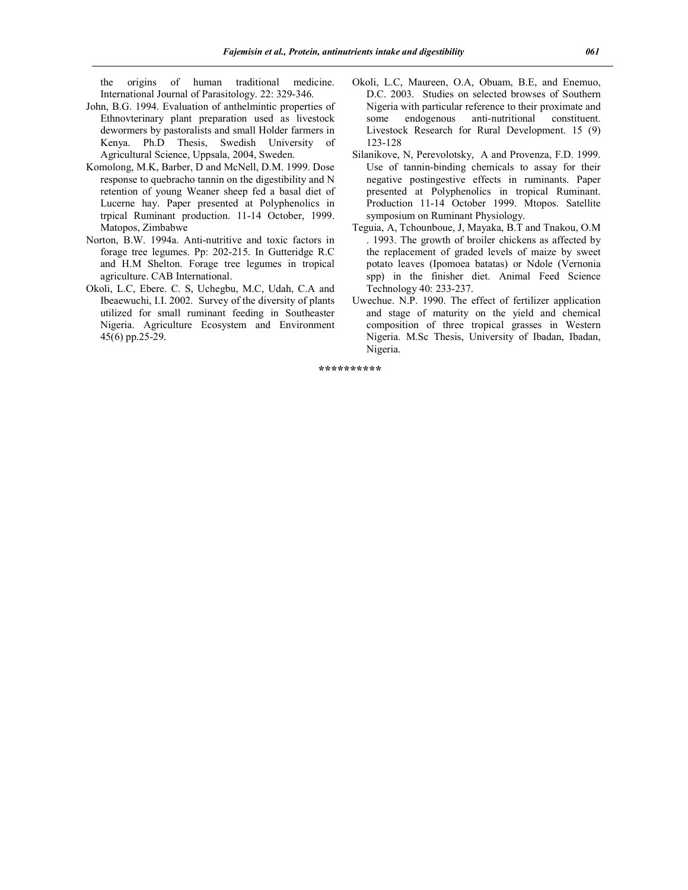the origins of human traditional medicine. International Journal of Parasitology. 22: 329-346.

John, B.G. 1994. Evaluation of anthelmintic properties of Ethnovterinary plant preparation used as livestock dewormers by pastoralists and small Holder farmers in Kenya. Ph.D Thesis, Swedish University of Agricultural Science, Uppsala, 2004, Sweden.

Komolong, M.K, Barber, D and McNell, D.M. 1999. Dose response to quebracho tannin on the digestibility and N retention of young Weaner sheep fed a basal diet of Lucerne hay. Paper presented at Polyphenolics in trpical Ruminant production. 11-14 October, 1999. Matopos, Zimbabwe

Norton, B.W. 1994a. Anti-nutritive and toxic factors in forage tree legumes. Pp: 202-215. In Gutteridge R.C and H.M Shelton. Forage tree legumes in tropical agriculture. CAB International.

Okoli, L.C, Ebere. C. S, Uchegbu, M.C, Udah, C.A and Ibeaewuchi, I.I. 2002. Survey of the diversity of plants utilized for small ruminant feeding in Southeaster Nigeria. Agriculture Ecosystem and Environment 45(6) pp.25-29.

Okoli, L.C, Maureen, O.A, Obuam, B.E, and Enemuo, D.C. 2003. Studies on selected browses of Southern Nigeria with particular reference to their proximate and some endogenous anti-nutritional constituent. Livestock Research for Rural Development. 15 (9) 123-128

Silanikove, N, Perevolotsky, A and Provenza, F.D. 1999. Use of tannin-binding chemicals to assay for their negative postingestive effects in ruminants. Paper presented at Polyphenolics in tropical Ruminant. Production 11-14 October 1999. Mtopos. Satellite symposium on Ruminant Physiology.

Teguia, A, Tchounboue, J, Mayaka, B.T and Tnakou, O.M . 1993. The growth of broiler chickens as affected by the replacement of graded levels of maize by sweet potato leaves (Ipomoea batatas) or Ndole (Vernonia spp) in the finisher diet. Animal Feed Science Technology 40: 233-237.

Uwechue. N.P. 1990. The effect of fertilizer application and stage of maturity on the yield and chemical composition of three tropical grasses in Western Nigeria. M.Sc Thesis, University of Ibadan, Ibadan, Nigeria.

**********